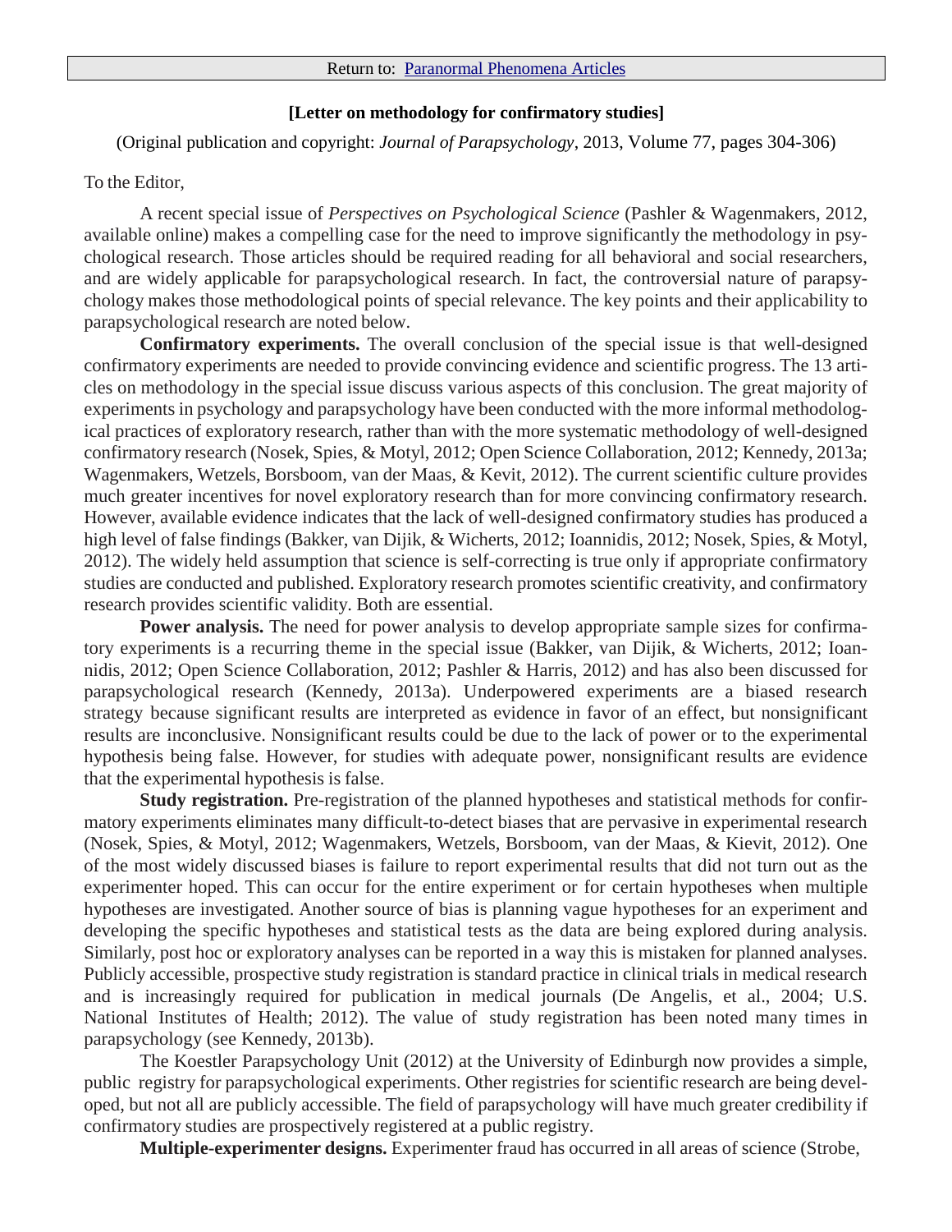Return to: Paranormal Phenomena Articles

**[Letter on methodology for confirmatory studies]**

(Original publication and copyright: *Journal of Parapsychology*, 2013, Volume 77, pages 304-306)

To the Editor,

A recent special issue of *Perspectives on Psychological Science* (Pashler & Wagenmakers, 2012, available online) makes a compelling case for the need to improve significantly the methodology in psychological research. Those articles should be required reading for all behavioral and social researchers, and are widely applicable for parapsychological research. In fact, the controversial nature of parapsychology makes those methodological points of special relevance. The key points and their applicability to parapsychological research are noted below.

**Confirmatory experiments.** The overall conclusion of the special issue is that well-designed confirmatory experiments are needed to provide convincing evidence and scientific progress. The 13 articles on methodology in the special issue discuss various aspects of this conclusion. The great majority of experiments in psychology and parapsychology have been conducted with the more informal methodological practices of exploratory research, rather than with the more systematic methodology of well-designed confirmatory research (Nosek, Spies, & Motyl, 2012; Open Science Collaboration, 2012; Kennedy, 2013a; Wagenmakers, Wetzels, Borsboom, van der Maas, & Kevit, 2012). The current scientific culture provides much greater incentives for novel exploratory research than for more convincing confirmatory research. However, available evidence indicates that the lack of well-designed confirmatory studies has produced a high level of false findings (Bakker, van Dijik, & Wicherts, 2012; Ioannidis, 2012; Nosek, Spies, & Motyl, 2012). The widely held assumption that science is self-correcting is true only if appropriate confirmatory studies are conducted and published. Exploratory research promotes scientific creativity, and confirmatory research provides scientific validity. Both are essential.

**Power analysis.** The need for power analysis to develop appropriate sample sizes for confirmatory experiments is a recurring theme in the special issue (Bakker, van Dijik, & Wicherts, 2012; Ioannidis, 2012; Open Science Collaboration, 2012; Pashler & Harris, 2012) and has also been discussed for parapsychological research (Kennedy, 2013a). Underpowered experiments are a biased research strategy because significant results are interpreted as evidence in favor of an effect, but nonsignificant results are inconclusive. Nonsignificant results could be due to the lack of power or to the experimental hypothesis being false. However, for studies with adequate power, nonsignificant results are evidence that the experimental hypothesis is false.

**Study registration.** Pre-registration of the planned hypotheses and statistical methods for confirmatory experiments eliminates many difficult-to-detect biases that are pervasive in experimental research (Nosek, Spies, & Motyl, 2012; Wagenmakers, Wetzels, Borsboom, van der Maas, & Kievit, 2012). One of the most widely discussed biases is failure to report experimental results that did not turn out as the experimenter hoped. This can occur for the entire experiment or for certain hypotheses when multiple hypotheses are investigated. Another source of bias is planning vague hypotheses for an experiment and developing the specific hypotheses and statistical tests as the data are being explored during analysis. Similarly, post hoc or exploratory analyses can be reported in a way this is mistaken for planned analyses. Publicly accessible, prospective study registration is standard practice in clinical trials in medical research and is increasingly required for publication in medical journals (De Angelis, et al., 2004; U.S. National Institutes of Health; 2012). The value of study registration has been noted many times in parapsychology (see Kennedy, 2013b).

The Koestler Parapsychology Unit (2012) at the University of Edinburgh now provides a simple, public registry for parapsychological experiments. Other registries for scientific research are being developed, but not all are publicly accessible. The field of parapsychology will have much greater credibility if confirmatory studies are prospectively registered at a public registry.

**Multiple-experimenter designs.** Experimenter fraud has occurred in all areas of science (Strobe,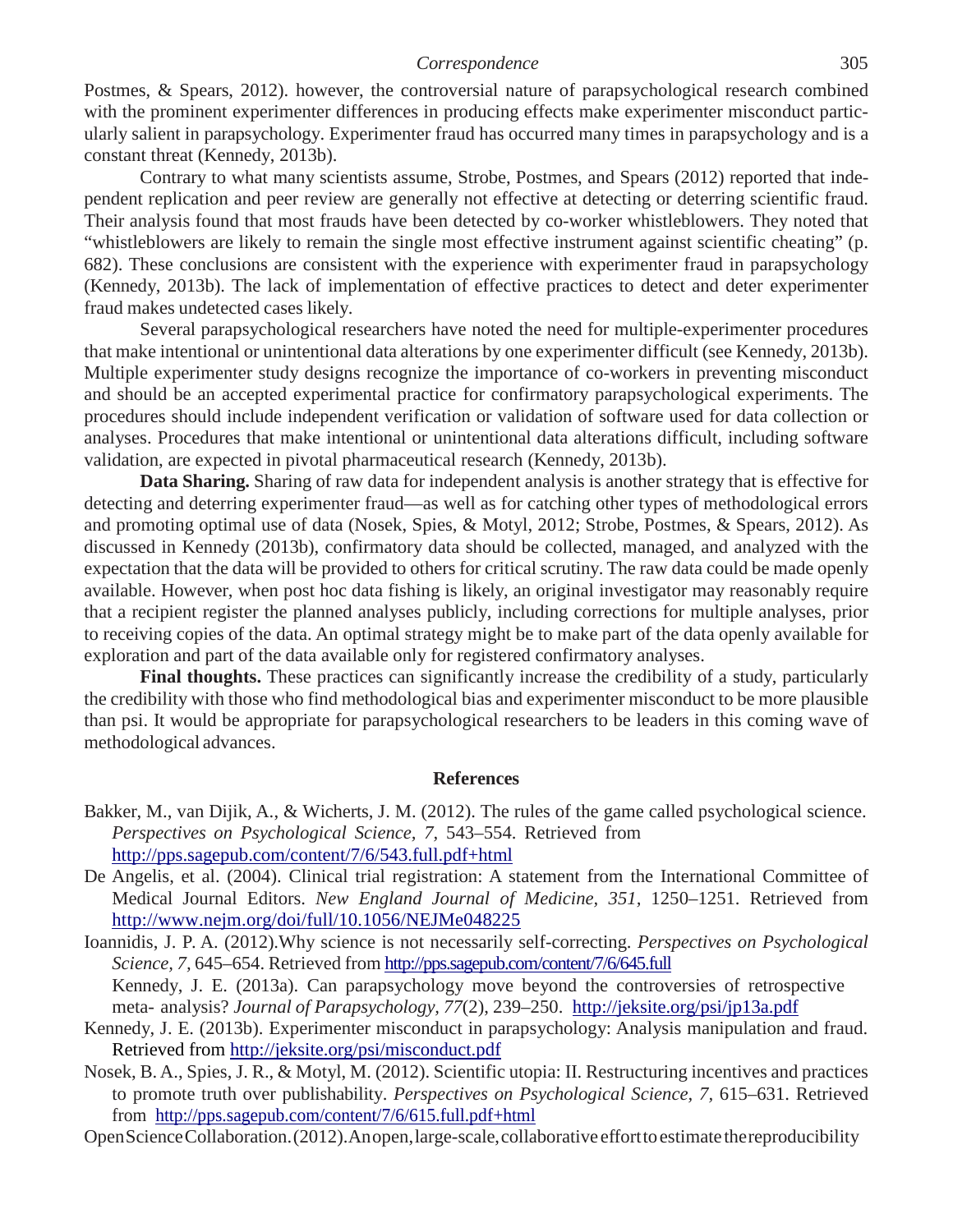Postmes, & Spears, 2012). however, the controversial nature of parapsychological research combined with the prominent experimenter differences in producing effects make experimenter misconduct particularly salient in parapsychology. Experimenter fraud has occurred many times in parapsychology and is a constant threat (Kennedy, 2013b).

Contrary to what many scientists assume, Strobe, Postmes, and Spears (2012) reported that independent replication and peer review are generally not effective at detecting or deterring scientific fraud. Their analysis found that most frauds have been detected by co-worker whistleblowers. They noted that "whistleblowers are likely to remain the single most effective instrument against scientific cheating" (p. 682). These conclusions are consistent with the experience with experimenter fraud in parapsychology (Kennedy, 2013b). The lack of implementation of effective practices to detect and deter experimenter fraud makes undetected cases likely.

Several parapsychological researchers have noted the need for multiple-experimenter procedures that make intentional or unintentional data alterations by one experimenter difficult (see Kennedy, 2013b). Multiple experimenter study designs recognize the importance of co-workers in preventing misconduct and should be an accepted experimental practice for confirmatory parapsychological experiments. The procedures should include independent verification or validation of software used for data collection or analyses. Procedures that make intentional or unintentional data alterations difficult, including software validation, are expected in pivotal pharmaceutical research (Kennedy, 2013b).

**Data Sharing.** Sharing of raw data for independent analysis is another strategy that is effective for detecting and deterring experimenter fraud—as well as for catching other types of methodological errors and promoting optimal use of data (Nosek, Spies, & Motyl, 2012; Strobe, Postmes, & Spears, 2012). As discussed in Kennedy (2013b), confirmatory data should be collected, managed, and analyzed with the expectation that the data will be provided to others for critical scrutiny. The raw data could be made openly available. However, when post hoc data fishing is likely, an original investigator may reasonably require that a recipient register the planned analyses publicly, including corrections for multiple analyses, prior to receiving copies of the data. An optimal strategy might be to make part of the data openly available for exploration and part of the data available only for registered confirmatory analyses.

**Final thoughts.** These practices can significantly increase the credibility of a study, particularly the credibility with those who find methodological bias and experimenter misconduct to be more plausible than psi. It would be appropriate for parapsychological researchers to be leaders in this coming wave of methodological advances.

## References

Bakker, M., van Dijik, A., & Wicherts, J. M. (2012). The rules of the game called psychological science. *Perspectives on Psychological Science, 7*, 543–554. Retrieved from http://pps.sagepub.com/content/7/6/543.full.pdf+html

De Angelis, et al. (2004). Clinical trial registration: A statement from the International Committee of Medical Journal Editors. *New England Journal of Medicine, 351*, 1250–1251. Retrieved from http://www.nejm.org/doi/full/10.1056/NEJMe048225

Ioannidis, J. P. A. (2012).Why science is not necessarily self-correcting. *Perspectives on Psychological Science, 7,* 645–654. Retrieved from http://pps.sagepub.com/content/7/6/645.full

Kennedy, J. E. (2013a). Can parapsychology move beyond the controversies of retrospective meta- analysis? *Journal of Parapsychology, 77*(2), 239–250. http://jeksite.org/psi/jp13a.pdf

Kennedy, J. E. (2013b). Experimenter misconduct in parapsychology: Analysis manipulation and fraud. Retrieved from http://jeksite.org/psi/misconduct.pdf

Nosek, B. A., Spies, J. R., & Motyl, M. (2012). Scientific utopia: II. Restructuring incentives and practices to promote truth over publishability. *Perspectives on Psychological Science, 7,* 615–631. Retrieved from http://pps.sagepub.com/content/7/6/615.full.pdf+html

Open Science Collaboration. (2012). An open, large-scale, collaborative effort to estimate the reproducibility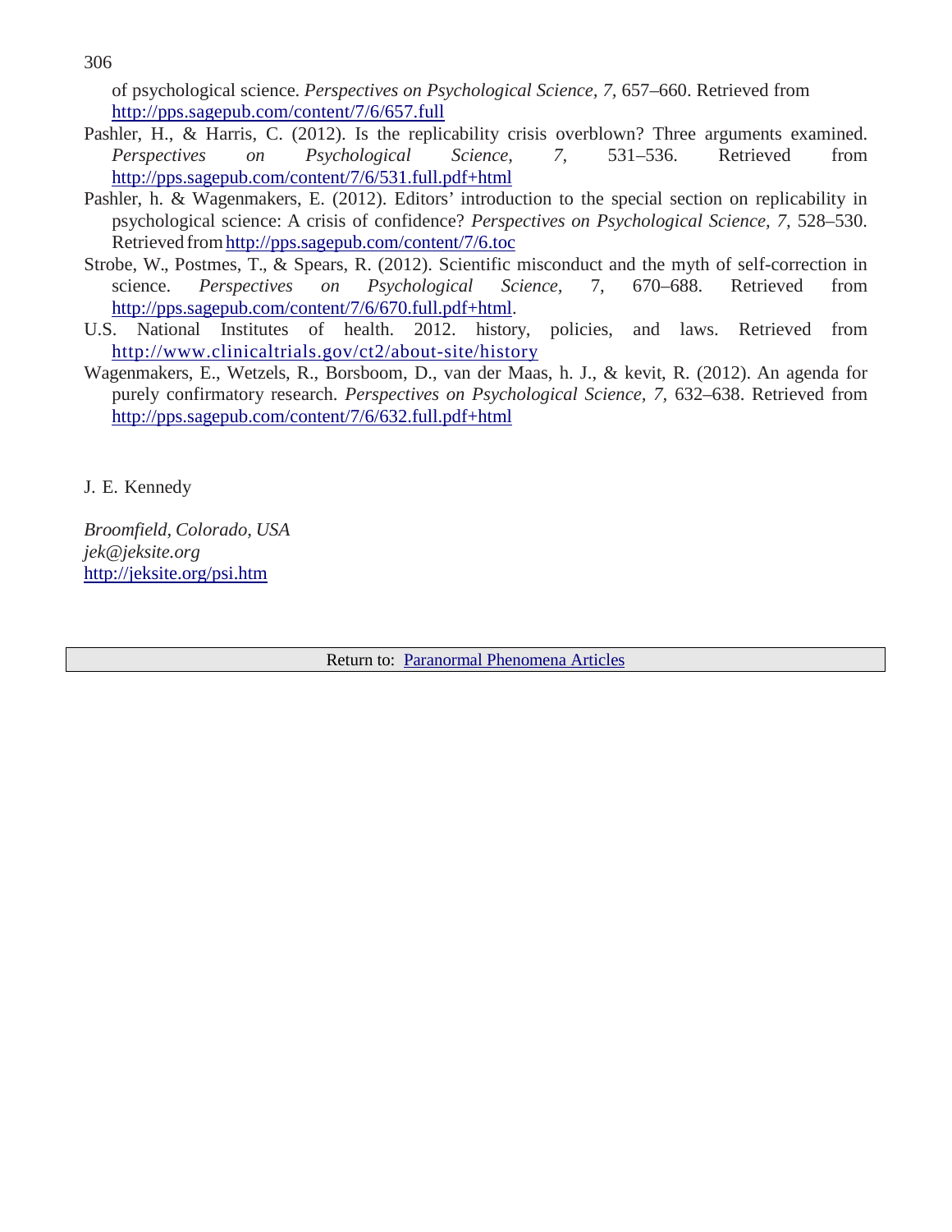of psychological science. *Perspectives on Psychological Science, 7,* 657–660. Retrieved from http://pps.sagepub.com/content/7/6/657.full

Pashler, H., & Harris, C. (2012). Is the replicability crisis overblown? Three arguments examined. *Perspectives on Psychological Science, 7,* 531–536. Retrieved from http://pps.sagepub.com/content/7/6/531.full.pdf+html

Pashler, h. & Wagenmakers, E. (2012). Editors' introduction to the special section on replicability in psychological science: A crisis of confidence? *Perspectives on Psychological Science, 7,* 528–530. Retrieved from http://pps.sagepub.com/content/7/6.toc

Strobe, W., Postmes, T., & Spears, R. (2012). Scientific misconduct and the myth of self-correction in science. *Perspectives on Psychological Science,* 7, 670–688. Retrieved from http://pps.sagepub.com/content/7/6/670.full.pdf+html.

U.S. National Institutes of health. 2012. history, policies, and laws. Retrieved from http://www.clinicaltrials.gov/ct2/about-site/history

Wagenmakers, E., Wetzels, R., Borsboom, D., van der Maas, h. J., & kevit, R. (2012). An agenda for purely confirmatory research. *Perspectives on Psychological Science, 7,* 632–638. Retrieved from http://pps.sagepub.com/content/7/6/632.full.pdf+html

J. E. Kennedy

*Broomfield, Colorado, USA*
*jek@jeksite.org*
http://jeksite.org/psi.htm

Return to: Paranormal Phenomena Articles